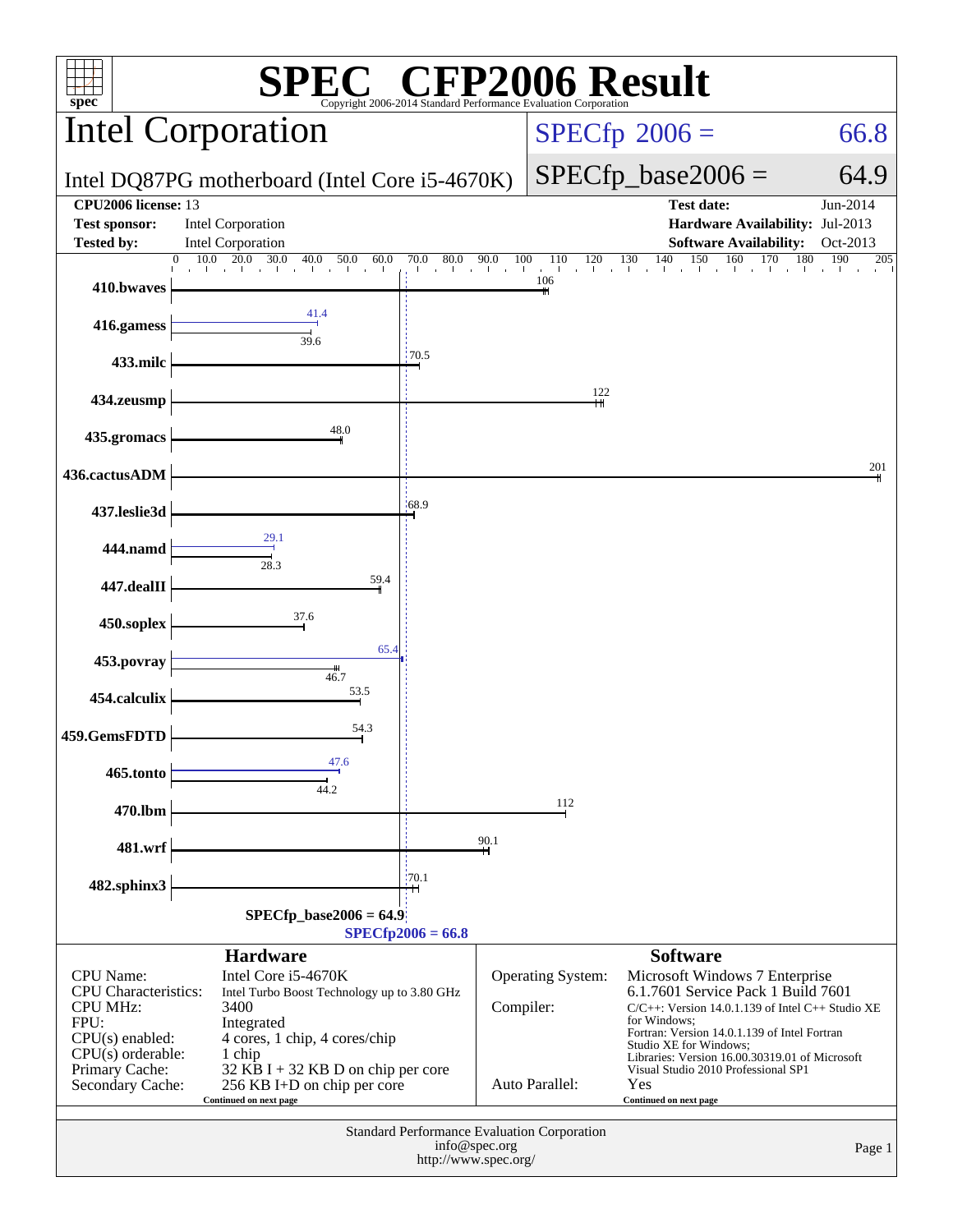# SPEC CFP2006 Result

Copyright 2006-2014 Standard Performance Evaluation Corporation

## Intel Corporation

Intel DQ87PG motherboard (Intel Core i5-4670K)

SPECfp 2006 = 66.8

SPECfp_base2006 = 64.9

| | | | |
|---|---|---|---|
| **CPU2006 license:** | 13 | **Test date:** | Jun-2014 |
| **Test sponsor:** | Intel Corporation | **Hardware Availability:** | Jul-2013 |
| **Tested by:** | Intel Corporation | **Software Availability:** | Oct-2013 |

| Benchmark | Base | Peak |
|---|---|---|
| 410.bwaves | 106 | |
| 416.gamess | 39.6 | 41.4 |
| 433.milc | 70.5 | |
| 434.zeusmp | 122 | |
| 435.gromacs | 48.0 | |
| 436.cactusADM | 201 | |
| 437.leslie3d | 68.9 | |
| 444.namd | 28.3 | 29.1 |
| 447.dealII | 59.4 | |
| 450.soplex | 37.6 | |
| 453.povray | 46.7 | 65.4 |
| 454.calculix | 53.5 | |
| 459.GemsFDTD | 54.3 | |
| 465.tonto | 44.2 | 47.6 |
| 470.lbm | 112 | |
| 481.wrf | 90.1 | |
| 482.sphinx3 | 70.1 | |

SPECfp_base2006 = 64.9

SPECfp2006 = 66.8

### Hardware

| | |
|---|---|
| CPU Name: | Intel Core i5-4670K |
| CPU Characteristics: | Intel Turbo Boost Technology up to 3.80 GHz |
| CPU MHz: | 3400 |
| FPU: | Integrated |
| CPU(s) enabled: | 4 cores, 1 chip, 4 cores/chip |
| CPU(s) orderable: | 1 chip |
| Primary Cache: | 32 KB I + 32 KB D on chip per core |
| Secondary Cache: | 256 KB I+D on chip per core |

Continued on next page

### Software

| | |
|---|---|
| Operating System: | Microsoft Windows 7 Enterprise 6.1.7601 Service Pack 1 Build 7601 |
| Compiler: | C/C++: Version 14.0.1.139 of Intel C++ Studio XE for Windows; Fortran: Version 14.0.1.139 of Intel Fortran Studio XE for Windows; Libraries: Version 16.00.30319.01 of Microsoft Visual Studio 2010 Professional SP1 |
| Auto Parallel: | Yes |

Continued on next page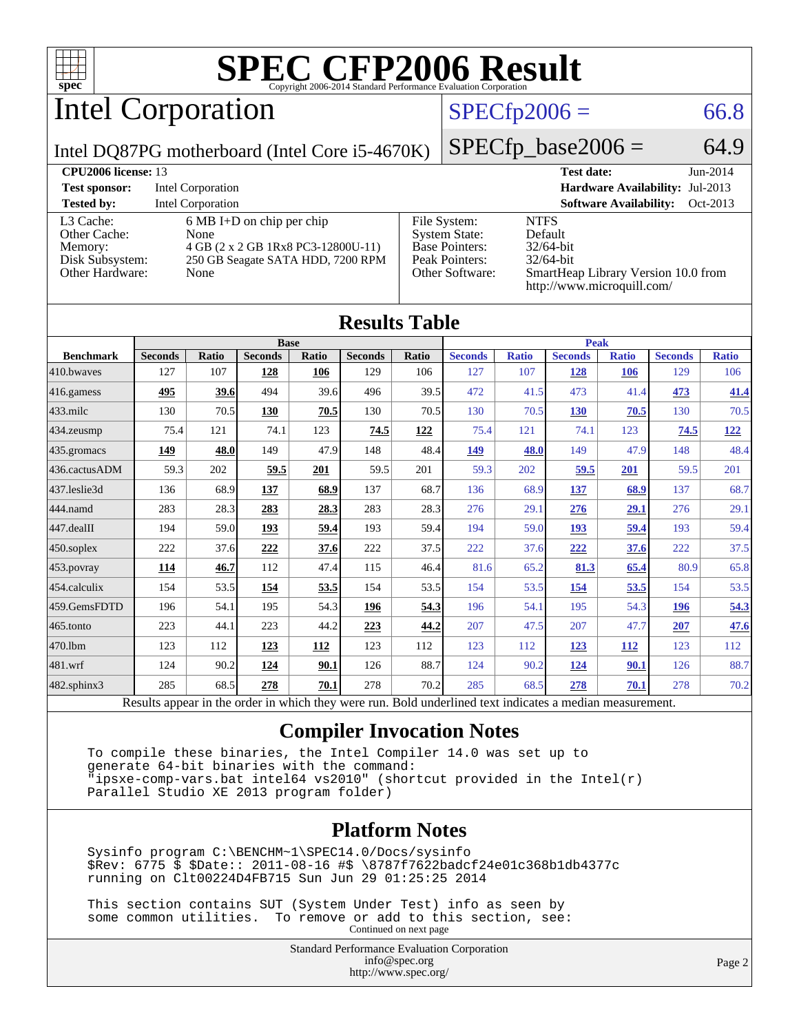# SPEC CFP2006 Result

Copyright 2006-2014 Standard Performance Evaluation Corporation

## Intel Corporation

Intel DQ87PG motherboard (Intel Core i5-4670K)

SPECfp2006 = 66.8

SPECfp_base2006 = 64.9

| | | | |
|---|---|---|---|
| **CPU2006 license:** 13 | | **Test date:** | Jun-2014 |
| **Test sponsor:** | Intel Corporation | **Hardware Availability:** | Jul-2013 |
| **Tested by:** | Intel Corporation | **Software Availability:** | Oct-2013 |

| | | | |
|---|---|---|---|
| L3 Cache: | 6 MB I+D on chip per chip | File System: | NTFS |
| Other Cache: | None | System State: | Default |
| Memory: | 4 GB (2 x 2 GB 1Rx8 PC3-12800U-11) | Base Pointers: | 32/64-bit |
| Disk Subsystem: | 250 GB Seagate SATA HDD, 7200 RPM | Peak Pointers: | 32/64-bit |
| Other Hardware: | None | Other Software: | SmartHeap Library Version 10.0 from http://www.microquill.com/ |

## Results Table

| Benchmark | Base | | | | | | Peak | | | | | |
|---|---|---|---|---|---|---|---|---|---|---|---|---|
| | Seconds | Ratio | Seconds | Ratio | Seconds | Ratio | Seconds | Ratio | Seconds | Ratio | Seconds | Ratio |
| 410.bwaves | 127 | 107 | **128** | **106** | 129 | 106 | 127 | 107 | **128** | **106** | 129 | 106 |
| 416.gamess | **495** | **39.6** | 494 | 39.6 | 496 | 39.5 | 472 | 41.5 | 473 | 41.4 | **473** | **41.4** |
| 433.milc | 130 | 70.5 | **130** | **70.5** | 130 | 70.5 | 130 | 70.5 | **130** | **70.5** | 130 | 70.5 |
| 434.zeusmp | 75.4 | 121 | 74.1 | 123 | **74.5** | **122** | 75.4 | 121 | 74.1 | 123 | **74.5** | **122** |
| 435.gromacs | **149** | **48.0** | 149 | 47.9 | 148 | 48.4 | **149** | **48.0** | 149 | 47.9 | 148 | 48.4 |
| 436.cactusADM | 59.3 | 202 | **59.5** | **201** | 59.5 | 201 | 59.3 | 202 | **59.5** | **201** | 59.5 | 201 |
| 437.leslie3d | 136 | 68.9 | **137** | **68.9** | 137 | 68.7 | 136 | 68.9 | **137** | **68.9** | 137 | 68.7 |
| 444.namd | 283 | 28.3 | **283** | **28.3** | 283 | 28.3 | 276 | 29.1 | **276** | **29.1** | 276 | 29.1 |
| 447.dealII | 194 | 59.0 | **193** | **59.4** | 193 | 59.4 | 194 | 59.0 | **193** | **59.4** | 193 | 59.4 |
| 450.soplex | 222 | 37.6 | **222** | **37.6** | 222 | 37.5 | 222 | 37.6 | **222** | **37.6** | 222 | 37.5 |
| 453.povray | **114** | **46.7** | 112 | 47.4 | 115 | 46.4 | 81.6 | 65.2 | **81.3** | **65.4** | 80.9 | 65.8 |
| 454.calculix | 154 | 53.5 | **154** | **53.5** | 154 | 53.5 | 154 | 53.5 | **154** | **53.5** | 154 | 53.5 |
| 459.GemsFDTD | 196 | 54.1 | 195 | 54.3 | **196** | **54.3** | 196 | 54.1 | 195 | 54.3 | **196** | **54.3** |
| 465.tonto | 223 | 44.1 | 223 | 44.2 | **223** | **44.2** | 207 | 47.5 | 207 | 47.7 | **207** | **47.6** |
| 470.lbm | 123 | 112 | **123** | **112** | 123 | 112 | 123 | 112 | **123** | **112** | 123 | 112 |
| 481.wrf | 124 | 90.2 | **124** | **90.1** | 126 | 88.7 | 124 | 90.2 | **124** | **90.1** | 126 | 88.7 |
| 482.sphinx3 | 285 | 68.5 | **278** | **70.1** | 278 | 70.2 | 285 | 68.5 | **278** | **70.1** | 278 | 70.2 |

Results appear in the order in which they were run. Bold underlined text indicates a median measurement.

## Compiler Invocation Notes

```
To compile these binaries, the Intel Compiler 14.0 was set up to
generate 64-bit binaries with the command:
"ipsxe-comp-vars.bat intel64 vs2010" (shortcut provided in the Intel(r)
Parallel Studio XE 2013 program folder)
```

## Platform Notes

```
Sysinfo program C:\BENCHM~1\SPEC14.0/Docs/sysinfo
$Rev: 6775 $ $Date:: 2011-08-16 #$ \8787f7622badcf24e01c368b1db4377c
running on Clt00224D4FB715 Sun Jun 29 01:25:25 2014

This section contains SUT (System Under Test) info as seen by
some common utilities.  To remove or add to this section, see:
```

Continued on next page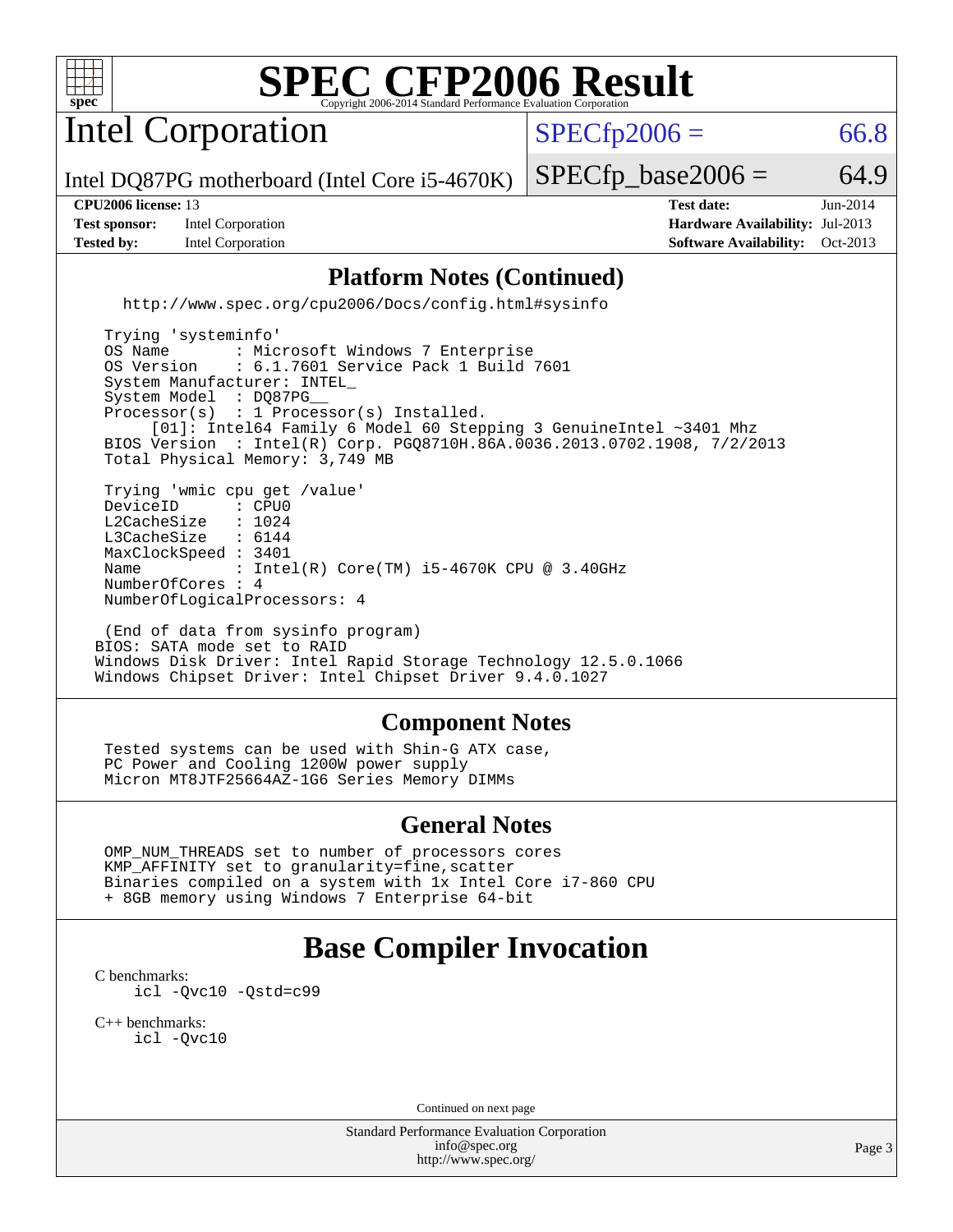# SPEC CFP2006 Result

Copyright 2006-2014 Standard Performance Evaluation Corporation

## Intel Corporation

Intel DQ87PG motherboard (Intel Core i5-4670K)

SPECfp2006 = 66.8

SPECfp_base2006 = 64.9

| | | | |
|---|---|---|---|
| **CPU2006 license:** 13 | | **Test date:** | Jun-2014 |
| **Test sponsor:** | Intel Corporation | **Hardware Availability:** | Jul-2013 |
| **Tested by:** | Intel Corporation | **Software Availability:** | Oct-2013 |

### Platform Notes (Continued)

```
   http://www.spec.org/cpu2006/Docs/config.html#sysinfo

 Trying 'systeminfo'
 OS Name       : Microsoft Windows 7 Enterprise
 OS Version    : 6.1.7601 Service Pack 1 Build 7601
 System Manufacturer: INTEL_
 System Model  : DQ87PG__
 Processor(s)  : 1 Processor(s) Installed.
      [01]: Intel64 Family 6 Model 60 Stepping 3 GenuineIntel ~3401 Mhz
 BIOS Version  : Intel(R) Corp. PGQ8710H.86A.0036.2013.0702.1908, 7/2/2013
 Total Physical Memory: 3,749 MB

 Trying 'wmic cpu get /value'
 DeviceID      : CPU0
 L2CacheSize   : 1024
 L3CacheSize   : 6144
 MaxClockSpeed : 3401
 Name          : Intel(R) Core(TM) i5-4670K CPU @ 3.40GHz
 NumberOfCores : 4
 NumberOfLogicalProcessors: 4

 (End of data from sysinfo program)
BIOS: SATA mode set to RAID
Windows Disk Driver: Intel Rapid Storage Technology 12.5.0.1066
Windows Chipset Driver: Intel Chipset Driver 9.4.0.1027
```

### Component Notes

```
 Tested systems can be used with Shin-G ATX case,
 PC Power and Cooling 1200W power supply
 Micron MT8JTF25664AZ-1G6 Series Memory DIMMs
```

### General Notes

```
 OMP_NUM_THREADS set to number of processors cores
 KMP_AFFINITY set to granularity=fine,scatter
 Binaries compiled on a system with 1x Intel Core i7-860 CPU
 + 8GB memory using Windows 7 Enterprise 64-bit
```

## Base Compiler Invocation

C benchmarks:

```
icl -Qvc10 -Qstd=c99
```

C++ benchmarks:

```
icl -Qvc10
```

Continued on next page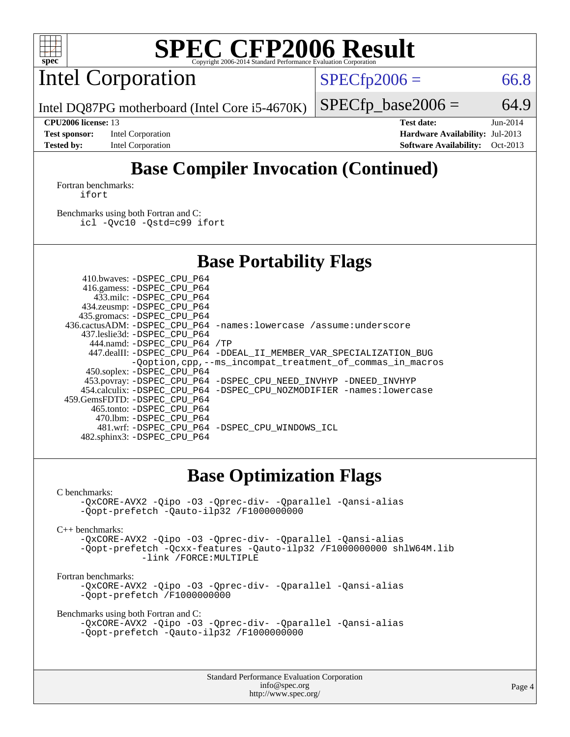# SPEC CFP2006 Result

Copyright 2006-2014 Standard Performance Evaluation Corporation

## Intel Corporation

Intel DQ87PG motherboard (Intel Core i5-4670K)

SPECfp2006 = 66.8

SPECfp_base2006 = 64.9

**CPU2006 license:** 13
**Test sponsor:** Intel Corporation
**Tested by:** Intel Corporation

**Test date:** Jun-2014
**Hardware Availability:** Jul-2013
**Software Availability:** Oct-2013

## Base Compiler Invocation (Continued)

Fortran benchmarks:
```
ifort
```

Benchmarks using both Fortran and C:
```
icl -Qvc10 -Qstd=c99 ifort
```

## Base Portability Flags

| Benchmark | Flags |
|---|---|
| 410.bwaves: | -DSPEC_CPU_P64 |
| 416.gamess: | -DSPEC_CPU_P64 |
| 433.milc: | -DSPEC_CPU_P64 |
| 434.zeusmp: | -DSPEC_CPU_P64 |
| 435.gromacs: | -DSPEC_CPU_P64 |
| 436.cactusADM: | -DSPEC_CPU_P64 -names:lowercase /assume:underscore |
| 437.leslie3d: | -DSPEC_CPU_P64 |
| 444.namd: | -DSPEC_CPU_P64 /TP |
| 447.dealII: | -DSPEC_CPU_P64 -DDEAL_II_MEMBER_VAR_SPECIALIZATION_BUG -Qoption,cpp,--ms_incompat_treatment_of_commas_in_macros |
| 450.soplex: | -DSPEC_CPU_P64 |
| 453.povray: | -DSPEC_CPU_P64 -DSPEC_CPU_NEED_INVHYP -DNEED_INVHYP |
| 454.calculix: | -DSPEC_CPU_P64 -DSPEC_CPU_NOZMODIFIER -names:lowercase |
| 459.GemsFDTD: | -DSPEC_CPU_P64 |
| 465.tonto: | -DSPEC_CPU_P64 |
| 470.lbm: | -DSPEC_CPU_P64 |
| 481.wrf: | -DSPEC_CPU_P64 -DSPEC_CPU_WINDOWS_ICL |
| 482.sphinx3: | -DSPEC_CPU_P64 |

## Base Optimization Flags

C benchmarks:
```
-QxCORE-AVX2 -Qipo -O3 -Qprec-div- -Qparallel -Qansi-alias
-Qopt-prefetch -Qauto-ilp32 /F1000000000
```

C++ benchmarks:
```
-QxCORE-AVX2 -Qipo -O3 -Qprec-div- -Qparallel -Qansi-alias
-Qopt-prefetch -Qcxx-features -Qauto-ilp32 /F1000000000 shlW64M.lib
         -link /FORCE:MULTIPLE
```

Fortran benchmarks:
```
-QxCORE-AVX2 -Qipo -O3 -Qprec-div- -Qparallel -Qansi-alias
-Qopt-prefetch /F1000000000
```

Benchmarks using both Fortran and C:
```
-QxCORE-AVX2 -Qipo -O3 -Qprec-div- -Qparallel -Qansi-alias
-Qopt-prefetch -Qauto-ilp32 /F1000000000
```

Standard Performance Evaluation Corporation
info@spec.org
http://www.spec.org/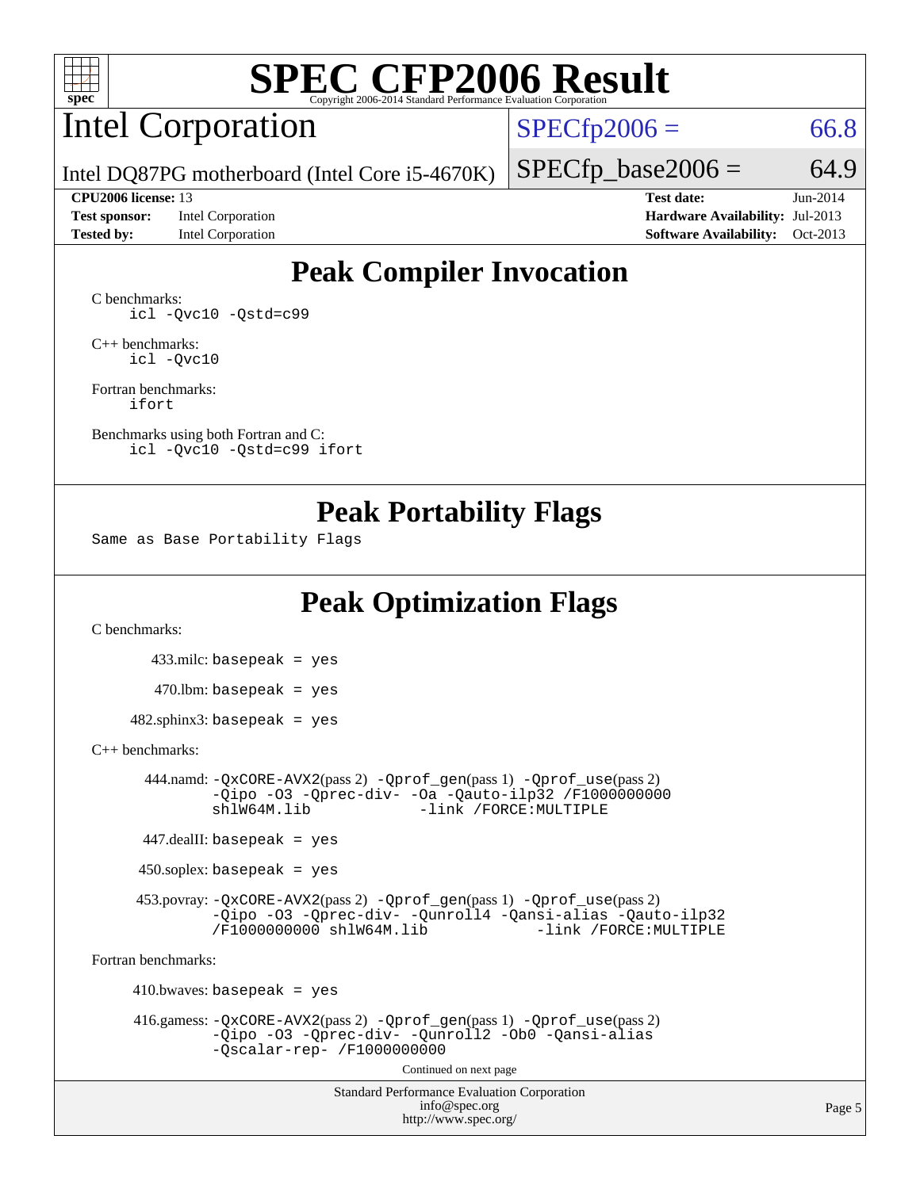# SPEC CFP2006 Result

Copyright 2006-2014 Standard Performance Evaluation Corporation

## Intel Corporation

Intel DQ87PG motherboard (Intel Core i5-4670K)

SPECfp2006 = 66.8

SPECfp_base2006 = 64.9

| | | | |
|---|---|---|---|
| **CPU2006 license:** 13 | | **Test date:** | Jun-2014 |
| **Test sponsor:** | Intel Corporation | **Hardware Availability:** | Jul-2013 |
| **Tested by:** | Intel Corporation | **Software Availability:** | Oct-2013 |

## Peak Compiler Invocation

C benchmarks:
```
icl -Qvc10 -Qstd=c99
```

C++ benchmarks:
```
icl -Qvc10
```

Fortran benchmarks:
```
ifort
```

Benchmarks using both Fortran and C:
```
icl -Qvc10 -Qstd=c99 ifort
```

## Peak Portability Flags

Same as Base Portability Flags

## Peak Optimization Flags

C benchmarks:

433.milc: `basepeak = yes`

470.lbm: `basepeak = yes`

482.sphinx3: `basepeak = yes`

C++ benchmarks:

444.namd: `-QxCORE-AVX2`(pass 2) `-Qprof_gen`(pass 1) `-Qprof_use`(pass 2) `-Qipo -O3 -Qprec-div- -Oa -Qauto-ilp32 /F1000000000 shlW64M.lib -link /FORCE:MULTIPLE`

447.dealII: `basepeak = yes`

450.soplex: `basepeak = yes`

453.povray: `-QxCORE-AVX2`(pass 2) `-Qprof_gen`(pass 1) `-Qprof_use`(pass 2) `-Qipo -O3 -Qprec-div- -Qunroll4 -Qansi-alias -Qauto-ilp32 /F1000000000 shlW64M.lib -link /FORCE:MULTIPLE`

Fortran benchmarks:

410.bwaves: `basepeak = yes`

416.gamess: `-QxCORE-AVX2`(pass 2) `-Qprof_gen`(pass 1) `-Qprof_use`(pass 2) `-Qipo -O3 -Qprec-div- -Qunroll2 -Ob0 -Qansi-alias -Qscalar-rep- /F1000000000`

Continued on next page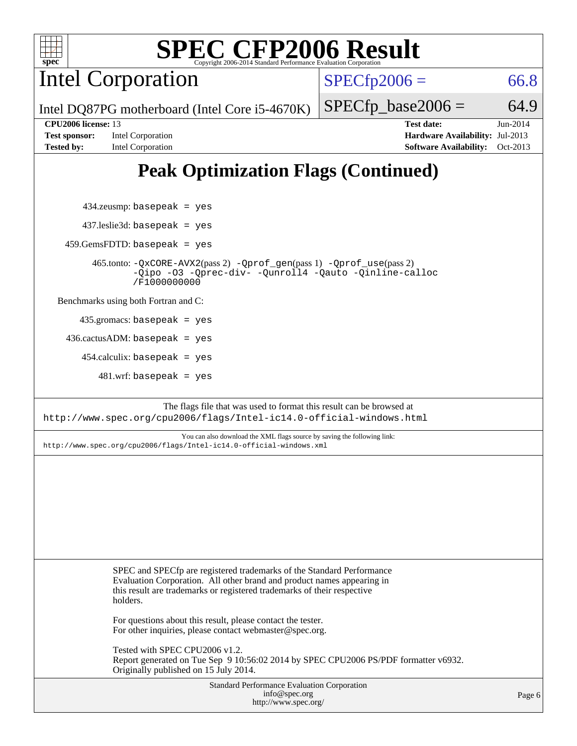# Peak Optimization Flags (Continued)

434.zeusmp: basepeak = yes

437.leslie3d: basepeak = yes

459.GemsFDTD: basepeak = yes

465.tonto: -QxCORE-AVX2(pass 2) -Qprof_gen(pass 1) -Qprof_use(pass 2) -Qipo -O3 -Qprec-div- -Qunroll4 -Qauto -Qinline-calloc /F1000000000

Benchmarks using both Fortran and C:

435.gromacs: basepeak = yes

436.cactusADM: basepeak = yes

454.calculix: basepeak = yes

481.wrf: basepeak = yes

The flags file that was used to format this result can be browsed at
http://www.spec.org/cpu2006/flags/Intel-ic14.0-official-windows.html

You can also download the XML flags source by saving the following link:
http://www.spec.org/cpu2006/flags/Intel-ic14.0-official-windows.xml

SPEC and SPECfp are registered trademarks of the Standard Performance Evaluation Corporation. All other brand and product names appearing in this result are trademarks or registered trademarks of their respective holders.

For questions about this result, please contact the tester.
For other inquiries, please contact webmaster@spec.org.

Tested with SPEC CPU2006 v1.2.
Report generated on Tue Sep 9 10:56:02 2014 by SPEC CPU2006 PS/PDF formatter v6932.
Originally published on 15 July 2014.